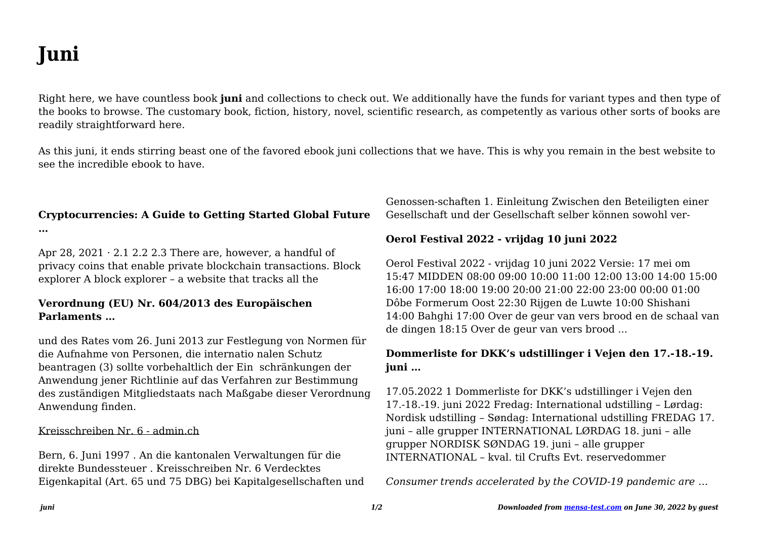# Juni

Right here, we have countless book **juni** and collections to check out. We additionally have the funds for variant types and then type of the books to browse. The customary book, fiction, history, novel, scientific research, as competently as various other sorts of books are readily straightforward here.

As this juni, it ends stirring beast one of the favored ebook juni collections that we have. This is why you remain in the best website to see the incredible ebook to have.

### Cryptocurrencies: A Guide to Getting Started Global Future …

Apr 28, 2021 · 2.1 2.2 2.3 There are, however, a handful of privacy coins that enable private blockchain transactions. Block explorer A block explorer – a website that tracks all the

### Verordnung (EU) Nr. 604/2013 des Europäischen Parlaments …

und des Rates vom 26. Juni 2013 zur Festlegung von Normen für die Aufnahme von Personen, die internatio nalen Schutz beantragen (3) sollte vorbehaltlich der Ein schränkungen der Anwendung jener Richtlinie auf das Verfahren zur Bestimmung des zuständigen Mitgliedstaats nach Maßgabe dieser Verordnung Anwendung finden.

Kreisschreiben Nr. 6 - admin.ch

Bern, 6. Juni 1997 . An die kantonalen Verwaltungen für die direkte Bundessteuer . Kreisschreiben Nr. 6 Verdecktes Eigenkapital (Art. 65 und 75 DBG) bei Kapitalgesellschaften und Genossen-schaften 1. Einleitung Zwischen den Beteiligten einer Gesellschaft und der Gesellschaft selber können sowohl ver-

### Oerol Festival 2022 - vrijdag 10 juni 2022

Oerol Festival 2022 - vrijdag 10 juni 2022 Versie: 17 mei om 15:47 MIDDEN 08:00 09:00 10:00 11:00 12:00 13:00 14:00 15:00 16:00 17:00 18:00 19:00 20:00 21:00 22:00 23:00 00:00 01:00 Dôbe Formerum Oost 22:30 Rijgen de Luwte 10:00 Shishani 14:00 Bahghi 17:00 Over de geur van vers brood en de schaal van de dingen 18:15 Over de geur van vers brood …

### Dommerliste for DKK's udstillinger i Vejen den 17.-18.-19. juni …

17.05.2022 1 Dommerliste for DKK's udstillinger i Vejen den 17.-18.-19. juni 2022 Fredag: International udstilling – Lørdag: Nordisk udstilling – Søndag: International udstilling FREDAG 17. juni – alle grupper INTERNATIONAL LØRDAG 18. juni – alle grupper NORDISK SØNDAG 19. juni – alle grupper INTERNATIONAL – kval. til Crufts Evt. reservedommer

*Consumer trends accelerated by the COVID-19 pandemic are …*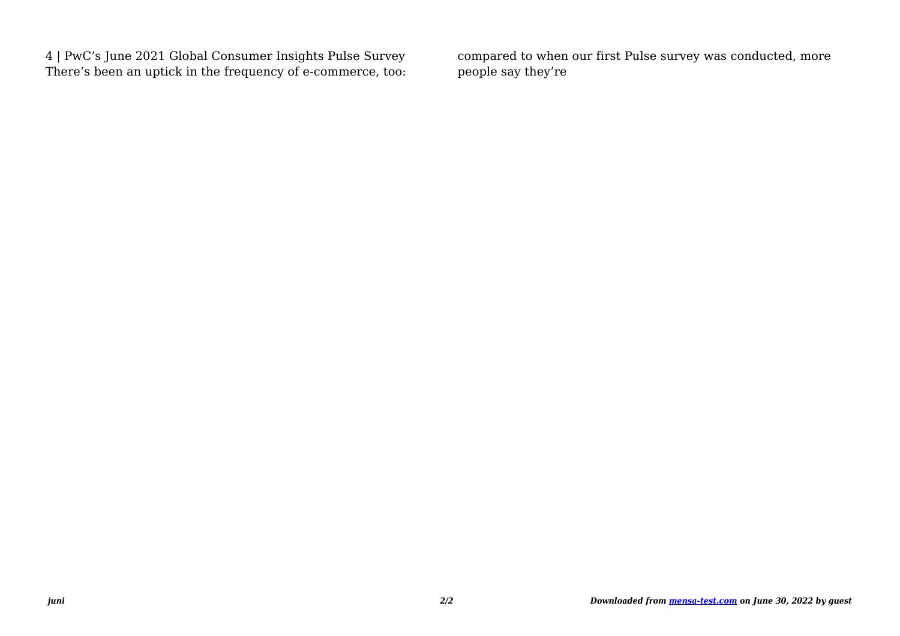4 | PwC's June 2021 Global Consumer Insights Pulse Survey There's been an uptick in the frequency of e-commerce, too: compared to when our first Pulse survey was conducted, more people say they're